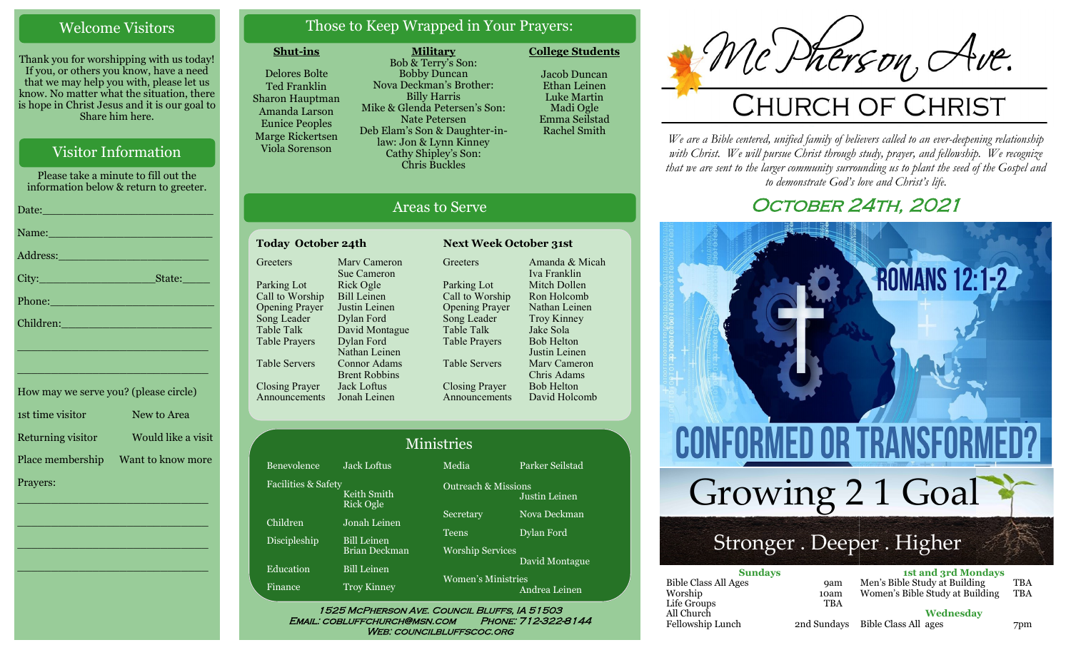## Welcome Visitors

Thank you for worshipping with us today! If you, or others you know, have a need that we may help you with, please let us know. No matter what the situation, there is hope in Christ Jesus and it is our goal to Share him here.

## Visitor Information

Please take a minute to fill out the information below & return to greeter.

Date:___________________________

Name:__________________________

Address:________________________

City:__________________State:_____

Phone:__________________________

Children:________________________

________________________________

________________________________

How may we serve you? (please circle)

1st time visitor — New to Area

Returning visitor — Would like a visit

Place membership — Want to know more

Prayers:

________________________________

________________________________

________________________________

________________________________

## Those to Keep Wrapped in Your Prayers:

**Shut-ins**

Delores Bolte
Ted Franklin
Sharon Hauptman
Amanda Larson
Eunice Peoples
Marge Rickertsen
Viola Sorenson

**Military**

Bob & Terry's Son:
Bobby Duncan
Nova Deckman's Brother:
Billy Harris
Mike & Glenda Petersen's Son:
Nate Petersen
Deb Elam's Son & Daughter-in-law: Jon & Lynn Kinney
Cathy Shipley's Son:
Chris Buckles

**College Students**

Jacob Duncan
Ethan Leinen
Luke Martin
Madi Ogle
Emma Seilstad
Rachel Smith

## Areas to Serve

**Today October 24th**

| Role | Name |
|---|---|
| Greeters | Marv Cameron, Sue Cameron |
| Parking Lot | Rick Ogle |
| Call to Worship | Bill Leinen |
| Opening Prayer | Justin Leinen |
| Song Leader | Dylan Ford |
| Table Talk | David Montague |
| Table Prayers | Dylan Ford, Nathan Leinen |
| Table Servers | Connor Adams, Brent Robbins |
| Closing Prayer | Jack Loftus |
| Announcements | Jonah Leinen |

**Next Week October 31st**

| Role | Name |
|---|---|
| Greeters | Amanda & Micah, Iva Franklin |
| Parking Lot | Mitch Dollen |
| Call to Worship | Ron Holcomb |
| Opening Prayer | Nathan Leinen |
| Song Leader | Troy Kinney |
| Table Talk | Jake Sola |
| Table Prayers | Bob Helton, Justin Leinen |
| Table Servers | Marv Cameron, Chris Adams |
| Closing Prayer | Bob Helton |
| Announcements | David Holcomb |

## Ministries

| Ministry | Leader |
|---|---|
| Benevolence | Jack Loftus |
| Facilities & Safety | Keith Smith, Rick Ogle |
| Children | Jonah Leinen |
| Discipleship | Bill Leinen, Brian Deckman |
| Education | Bill Leinen |
| Finance | Troy Kinney |
| Media | Parker Seilstad |
| Outreach & Missions | Justin Leinen |
| Secretary | Nova Deckman |
| Teens | Dylan Ford |
| Worship Services | David Montague |
| Women's Ministries | Andrea Leinen |

1525 McPherson Ave. Council Bluffs, IA 51503
Email: cobluffchurch@msn.com Phone: 712-322-8144
Web: councilbluffscoc.org

# McPherson Ave.
# Church of Christ

*We are a Bible centered, unified family of believers called to an ever-deepening relationship with Christ. We will pursue Christ through study, prayer, and fellowship. We recognize that we are sent to the larger community surrounding us to plant the seed of the Gospel and to demonstrate God's love and Christ's life.*

## October 24th, 2021

ROMANS 12:1-2

CONFORMED OR TRANSFORMED?

Growing 2 1 Goal

Stronger . Deeper . Higher

**Sundays**

| | |
|---|---|
| Bible Class All Ages | 9am |
| Worship | 10am |
| Life Groups | TBA |
| All Church Fellowship Lunch | 2nd Sundays |

**1st and 3rd Mondays**

| | |
|---|---|
| Men's Bible Study at Building | TBA |
| Women's Bible Study at Building | TBA |

**Wednesday**

| | |
|---|---|
| Bible Class All ages | 7pm |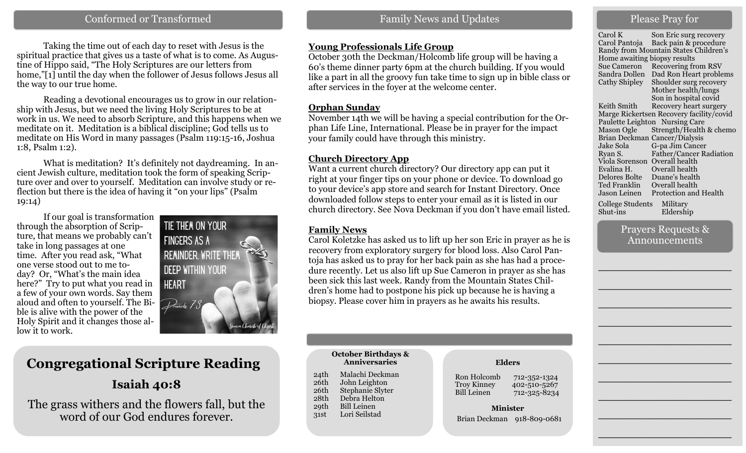## Conformed or Transformed

Taking the time out of each day to reset with Jesus is the spiritual practice that gives us a taste of what is to come. As Augustine of Hippo said, "The Holy Scriptures are our letters from home,"[1] until the day when the follower of Jesus follows Jesus all the way to our true home.

Reading a devotional encourages us to grow in our relationship with Jesus, but we need the living Holy Scriptures to be at work in us. We need to absorb Scripture, and this happens when we meditate on it. Meditation is a biblical discipline; God tells us to meditate on His Word in many passages (Psalm 119:15-16, Joshua 1:8, Psalm 1:2).

What is meditation? It's definitely not daydreaming. In ancient Jewish culture, meditation took the form of speaking Scripture over and over to yourself. Meditation can involve study or reflection but there is the idea of having it "on your lips" (Psalm 19:14)

If our goal is transformation through the absorption of Scripture, that means we probably can't take in long passages at one time. After you read ask, "What one verse stood out to me today? Or, "What's the main idea here?" Try to put what you read in a few of your own words. Say them aloud and often to yourself. The Bible is alive with the power of the Holy Spirit and it changes those allow it to work.

TIE THEM ON YOUR FINGERS AS A REMINDER. WRITE THEM DEEP WITHIN YOUR HEART

Proverbs 7:3

Seneca Church of Christ

## Congregational Scripture Reading

### Isaiah 40:8

The grass withers and the flowers fall, but the word of our God endures forever.

## Family News and Updates

**Young Professionals Life Group**

October 30th the Deckman/Holcomb life group will be having a 60's theme dinner party 6pm at the church building. If you would like a part in all the groovy fun take time to sign up in bible class or after services in the foyer at the welcome center.

**Orphan Sunday**

November 14th we will be having a special contribution for the Orphan Life Line, International. Please be in prayer for the impact your family could have through this ministry.

**Church Directory App**

Want a current church directory? Our directory app can put it right at your finger tips on your phone or device. To download go to your device's app store and search for Instant Directory. Once downloaded follow steps to enter your email as it is listed in our church directory. See Nova Deckman if you don't have email listed.

**Family News**

Carol Koletzke has asked us to lift up her son Eric in prayer as he is recovery from exploratory surgery for blood loss. Also Carol Pantoja has asked us to pray for her back pain as she has had a procedure recently. Let us also lift up Sue Cameron in prayer as she has been sick this last week. Randy from the Mountain States Children's home had to postpone his pick up because he is having a biopsy. Please cover him in prayers as he awaits his results.

**October Birthdays & Anniversaries**

| | |
|---|---|
| 24th | Malachi Deckman |
| 26th | John Leighton |
| 26th | Stephanie Slyter |
| 28th | Debra Helton |
| 29th | Bill Leinen |
| 31st | Lori Seilstad |

**Elders**

| | |
|---|---|
| Ron Holcomb | 712-352-1324 |
| Troy Kinney | 402-510-5267 |
| Bill Leinen | 712-325-8234 |

**Minister**

Brian Deckman 918-809-0681

## Please Pray for

| | |
|---|---|
| Carol K | Son Eric surg recovery |
| Carol Pantoja | Back pain & procedure |
| Randy from Mountain States Children's Home awaiting biopsy results | |
| Sue Cameron | Recovering from RSV |
| Sandra Dollen | Dad Ron Heart problems |
| Cathy Shipley | Shoulder surg recovery<br>Mother health/lungs<br>Son in hospital covid |
| Keith Smith | Recovery heart surgery |
| Marge Rickertsen | Recovery facility/covid |
| Paulette Leighton | Nursing Care |
| Mason Ogle | Strength/Health & chemo |
| Brian Deckman | Cancer/Dialysis |
| Jake Sola | G-pa Jim Cancer |
| Ryan S. | Father/Cancer Radiation |
| Viola Sorenson | Overall health |
| Evalina H. | Overall health |
| Delores Bolte | Duane's health |
| Ted Franklin | Overall health |
| Jason Leinen | Protection and Health |
| College Students | Military |
| Shut-ins | Eldership |

## Prayers Requests & Announcements

____________________

____________________

____________________

____________________

____________________

____________________

____________________

____________________

____________________

____________________